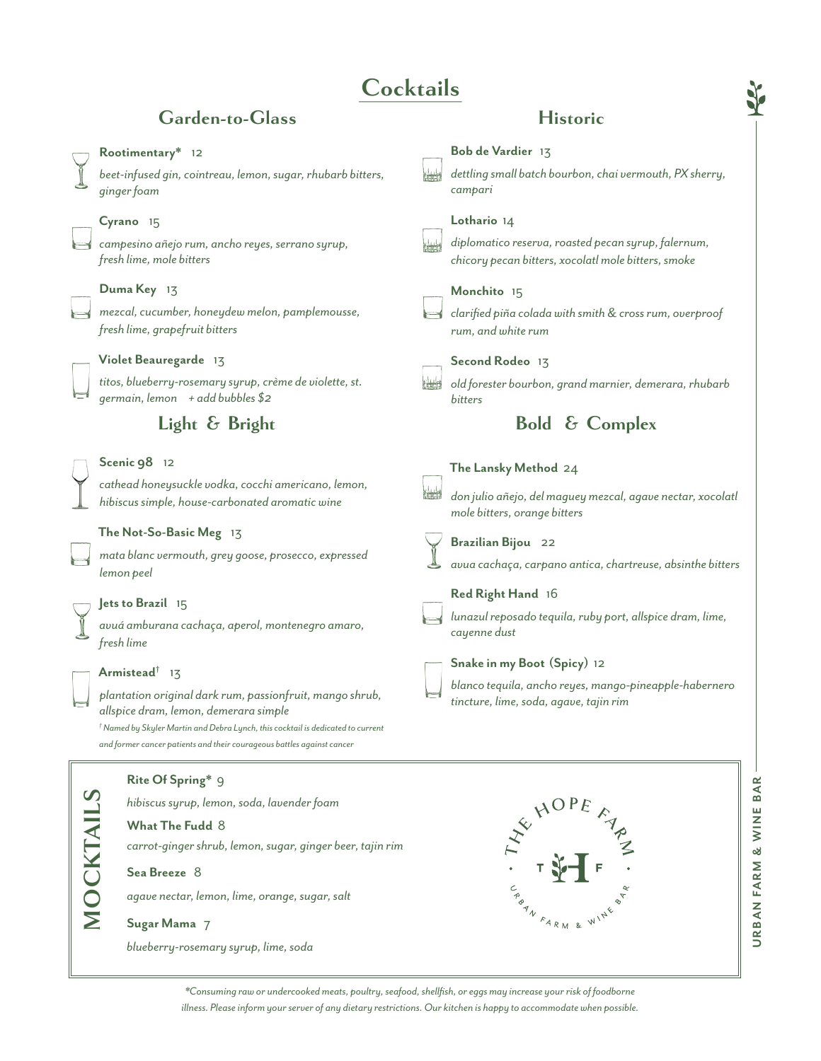# Cocktails

## Garden-to-Glass

**Rootimentary*** 12

*beet-infused gin, cointreau, lemon, sugar, rhubarb bitters, ginger foam*

**Cyrano** 15

*campesino añejo rum, ancho reyes, serrano syrup, fresh lime, mole bitters*

**Duma Key** 13

*mezcal, cucumber, honeydew melon, pamplemousse, fresh lime, grapefruit bitters*

**Violet Beauregarde** 13

*titos, blueberry-rosemary syrup, crème de violette, st. germain, lemon + add bubbles $2*

## Light & Bright

**Scenic 98** 12

*cathead honeysuckle vodka, cocchi americano, lemon, hibiscus simple, house-carbonated aromatic wine*

**The Not-So-Basic Meg** 13

*mata blanc vermouth, grey goose, prosecco, expressed lemon peel*

**Jets to Brazil** 15

*avuá amburana cachaça, aperol, montenegro amaro, fresh lime*

**Armistead**† 13

*plantation original dark rum, passionfruit, mango shrub, allspice dram, lemon, demerara simple*

*† Named by Skyler Martin and Debra Lynch, this cocktail is dedicated to current and former cancer patients and their courageous battles against cancer*

## Historic

**Bob de Vardier** 13

*dettling small batch bourbon, chai vermouth, PX sherry, campari*

**Lothario** 14

*diplomatico reserva, roasted pecan syrup, falernum, chicory pecan bitters, xocolatl mole bitters, smoke*

**Monchito** 15

*clarified piña colada with smith & cross rum, overproof rum, and white rum*

**Second Rodeo** 13

*old forester bourbon, grand marnier, demerara, rhubarb bitters*

## Bold & Complex

**The Lansky Method** 24

*don julio añejo, del maguey mezcal, agave nectar, xocolatl mole bitters, orange bitters*

**Brazilian Bijou** 22

*avua cachaça, carpano antica, chartreuse, absinthe bitters*

**Red Right Hand** 16

*lunazul reposado tequila, ruby port, allspice dram, lime, cayenne dust*

**Snake in my Boot (Spicy)** 12

*blanco tequila, ancho reyes, mango-pineapple-habernero tincture, lime, soda, agave, tajin rim*

## MOCKTAILS

**Rite Of Spring*** 9

*hibiscus syrup, lemon, soda, lavender foam*

**What The Fudd** 8

*carrot-ginger shrub, lemon, sugar, ginger beer, tajin rim*

**Sea Breeze** 8

*agave nectar, lemon, lime, orange, sugar, salt*

**Sugar Mama** 7

*blueberry-rosemary syrup, lime, soda*

THE HOPE FARM — T H F — URBAN FARM & WINE BAR

URBAN FARM & WINE BAR

*\*Consuming raw or undercooked meats, poultry, seafood, shellfish, or eggs may increase your risk of foodborne illness. Please inform your server of any dietary restrictions. Our kitchen is happy to accommodate when possible.*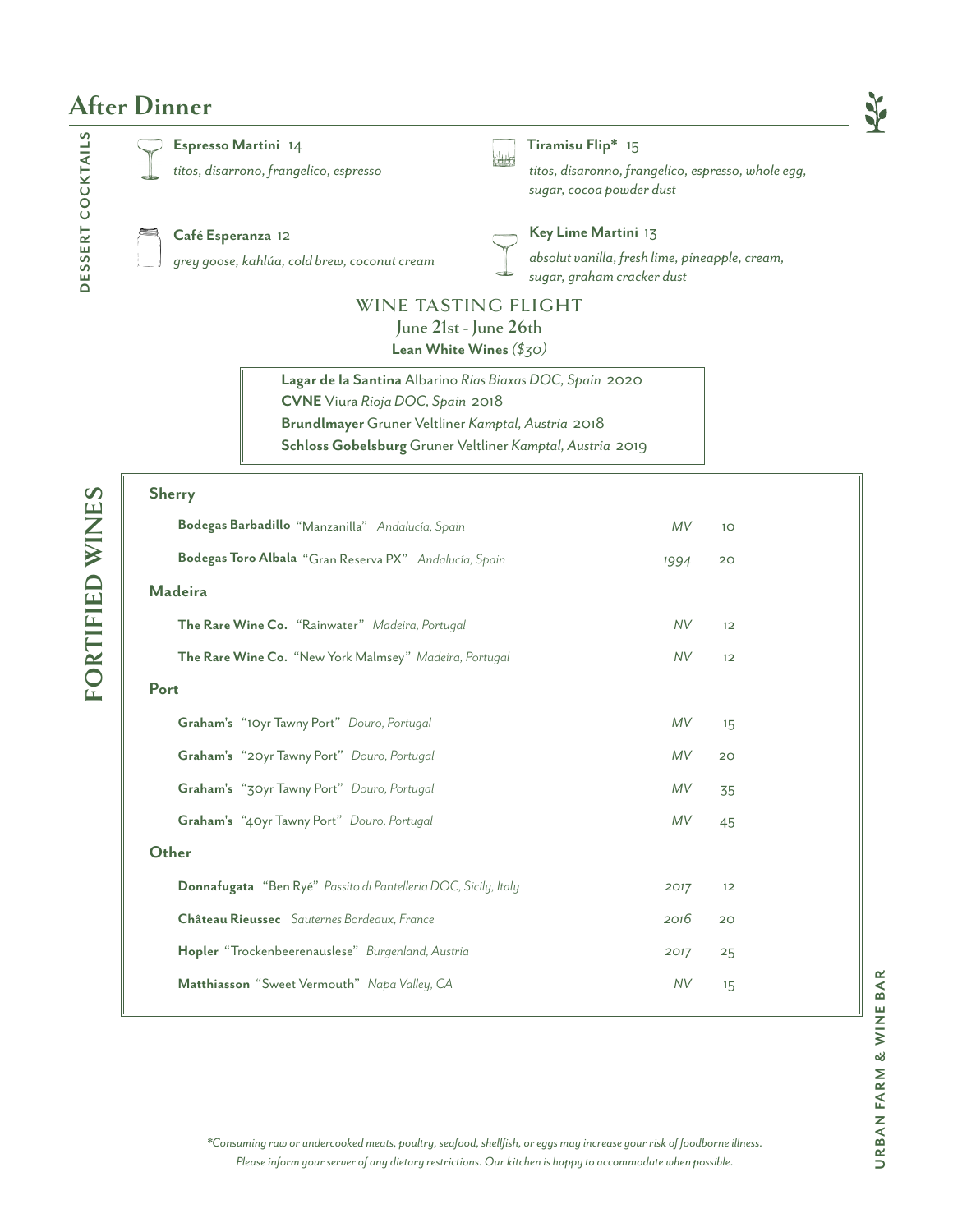# After Dinner

## DESSERT COCKTAILS

**Espresso Martini** 14
*titos, disarrono, frangelico, espresso*

**Tiramisu Flip*** 15
*titos, disaronno, frangelico, espresso, whole egg, sugar, cocoa powder dust*

**Café Esperanza** 12
*grey goose, kahlúa, cold brew, coconut cream*

**Key Lime Martini** 13
*absolut vanilla, fresh lime, pineapple, cream, sugar, graham cracker dust*

## WINE TASTING FLIGHT

**June 21st - June 26th**

**Lean White Wines** *($30)*

- **Lagar de la Santina** Albarino *Rias Biaxas DOC, Spain* 2020
- **CVNE** Viura *Rioja DOC, Spain* 2018
- **Brundlmayer** Gruner Veltliner *Kamptal, Austria* 2018
- **Schloss Gobelsburg** Gruner Veltliner *Kamptal, Austria* 2019

## FORTIFIED WINES

### Sherry

| | | |
|---|---|---|
| **Bodegas Barbadillo** "Manzanilla" *Andalucía, Spain* | *MV* | 10 |
| **Bodegas Toro Albala** "Gran Reserva PX" *Andalucía, Spain* | *1994* | 20 |

### Madeira

| | | |
|---|---|---|
| **The Rare Wine Co.** "Rainwater" *Madeira, Portugal* | *NV* | 12 |
| **The Rare Wine Co.** "New York Malmsey" *Madeira, Portugal* | *NV* | 12 |

### Port

| | | |
|---|---|---|
| **Graham's** "10yr Tawny Port" *Douro, Portugal* | *MV* | 15 |
| **Graham's** "20yr Tawny Port" *Douro, Portugal* | *MV* | 20 |
| **Graham's** "30yr Tawny Port" *Douro, Portugal* | *MV* | 35 |
| **Graham's** "40yr Tawny Port" *Douro, Portugal* | *MV* | 45 |

### Other

| | | |
|---|---|---|
| **Donnafugata** "Ben Ryé" *Passito di Pantelleria DOC, Sicily, Italy* | *2017* | 12 |
| **Château Rieussec** *Sauternes Bordeaux, France* | *2016* | 20 |
| **Hopler** "Trockenbeerenauslese" *Burgenland, Austria* | *2017* | 25 |
| **Matthiasson** "Sweet Vermouth" *Napa Valley, CA* | *NV* | 15 |

*\*Consuming raw or undercooked meats, poultry, seafood, shellfish, or eggs may increase your risk of foodborne illness.*
*Please inform your server of any dietary restrictions. Our kitchen is happy to accommodate when possible.*

URBAN FARM & WINE BAR